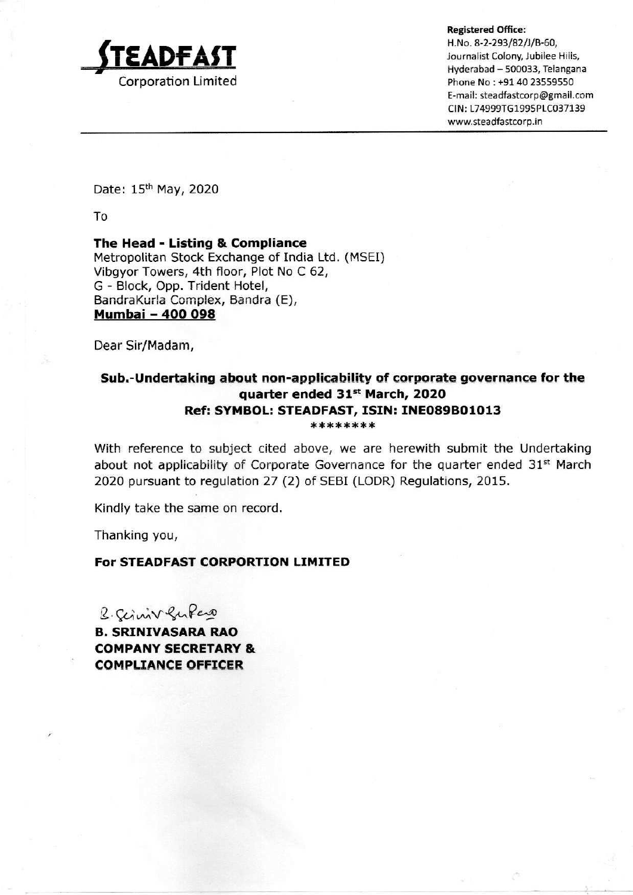**STEADFAST**
Corporation Limited

**Registered Office:**
H.No. 8-2-293/82/J/B-60,
Journalist Colony, Jubilee Hills,
Hyderabad – 500033, Telangana
Phone No : +91 40 23559550
E-mail: steadfastcorp@gmail.com
CIN: L74999TG1995PLC037139
www.steadfastcorp.in

---

Date: 15th May, 2020

To

**The Head - Listing & Compliance**
Metropolitan Stock Exchange of India Ltd. (MSEI)
Vibgyor Towers, 4th floor, Plot No C 62,
G - Block, Opp. Trident Hotel,
BandraKurla Complex, Bandra (E),
**Mumbai – 400 098**

Dear Sir/Madam,

**Sub.-Undertaking about non-applicability of corporate governance for the quarter ended 31st March, 2020**
**Ref: SYMBOL: STEADFAST, ISIN: INE089B01013**

********

With reference to subject cited above, we are herewith submit the Undertaking about not applicability of Corporate Governance for the quarter ended 31st March 2020 pursuant to regulation 27 (2) of SEBI (LODR) Regulations, 2015.

Kindly take the same on record.

Thanking you,

**For STEADFAST CORPORTION LIMITED**

B. Srinivasa Rao

**B. SRINIVASARA RAO**
**COMPANY SECRETARY &**
**COMPLIANCE OFFICER**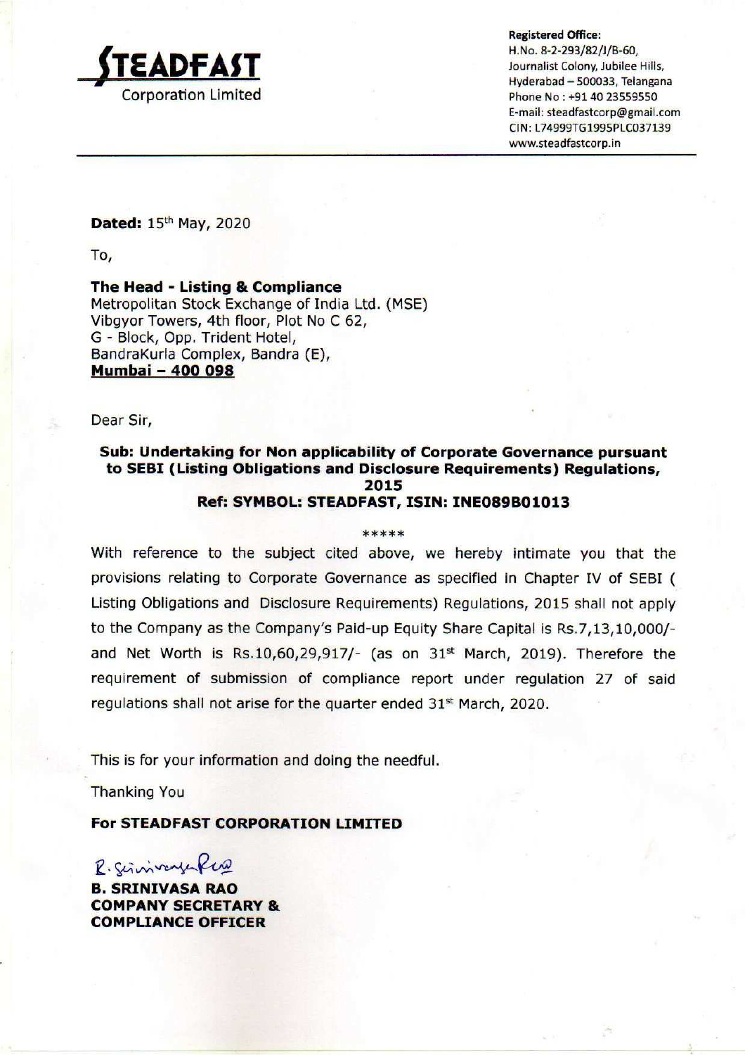**STEADFAST**
Corporation Limited

**Registered Office:**
H.No. 8-2-293/82/J/B-60,
Journalist Colony, Jubilee Hills,
Hyderabad – 500033, Telangana
Phone No : +91 40 23559550
E-mail: steadfastcorp@gmail.com
CIN: L74999TG1995PLC037139
www.steadfastcorp.in

**Dated:** 15th May, 2020

To,

**The Head - Listing & Compliance**
Metropolitan Stock Exchange of India Ltd. (MSE)
Vibgyor Towers, 4th floor, Plot No C 62,
G - Block, Opp. Trident Hotel,
BandraKurla Complex, Bandra (E),
**Mumbai – 400 098**

Dear Sir,

**Sub: Undertaking for Non applicability of Corporate Governance pursuant to SEBI (Listing Obligations and Disclosure Requirements) Regulations, 2015**
**Ref: SYMBOL: STEADFAST, ISIN: INE089B01013**

*****

With reference to the subject cited above, we hereby intimate you that the provisions relating to Corporate Governance as specified in Chapter IV of SEBI ( Listing Obligations and Disclosure Requirements) Regulations, 2015 shall not apply to the Company as the Company's Paid-up Equity Share Capital is Rs.7,13,10,000/- and Net Worth is Rs.10,60,29,917/- (as on 31st March, 2019). Therefore the requirement of submission of compliance report under regulation 27 of said regulations shall not arise for the quarter ended 31st March, 2020.

This is for your information and doing the needful.

Thanking You

**For STEADFAST CORPORATION LIMITED**

B. Srinivasa Rao

**B. SRINIVASA RAO**
**COMPANY SECRETARY &**
**COMPLIANCE OFFICER**